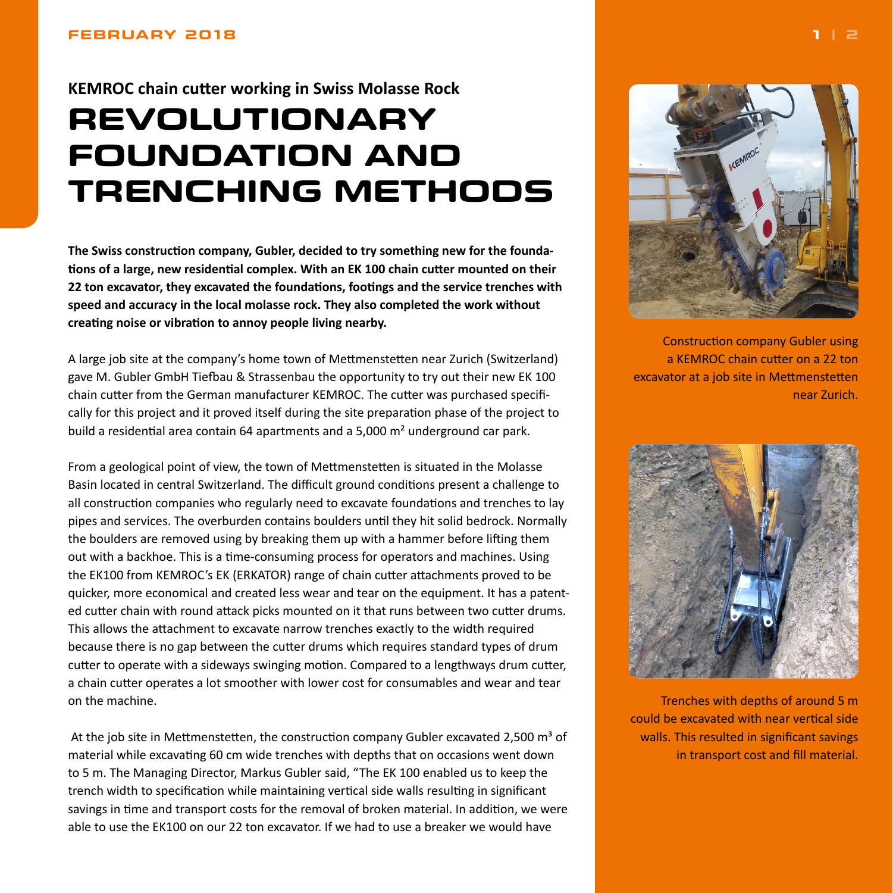## KEMROC chain cutter working in Swiss Molasse Rock

# REVOLUTIONARY FOUNDATION AND TRENCHING METHODS

**The Swiss construction company, Gubler, decided to try something new for the foundations of a large, new residential complex. With an EK 100 chain cutter mounted on their 22 ton excavator, they excavated the foundations, footings and the service trenches with speed and accuracy in the local molasse rock. They also completed the work without creating noise or vibration to annoy people living nearby.**

A large job site at the company's home town of Mettmenstetten near Zurich (Switzerland) gave M. Gubler GmbH Tiefbau & Strassenbau the opportunity to try out their new EK 100 chain cutter from the German manufacturer KEMROC. The cutter was purchased specifically for this project and it proved itself during the site preparation phase of the project to build a residential area contain 64 apartments and a 5,000 m² underground car park.

From a geological point of view, the town of Mettmenstetten is situated in the Molasse Basin located in central Switzerland. The difficult ground conditions present a challenge to all construction companies who regularly need to excavate foundations and trenches to lay pipes and services. The overburden contains boulders until they hit solid bedrock. Normally the boulders are removed using by breaking them up with a hammer before lifting them out with a backhoe. This is a time-consuming process for operators and machines. Using the EK100 from KEMROC's EK (ERKATOR) range of chain cutter attachments proved to be quicker, more economical and created less wear and tear on the equipment. It has a patented cutter chain with round attack picks mounted on it that runs between two cutter drums. This allows the attachment to excavate narrow trenches exactly to the width required because there is no gap between the cutter drums which requires standard types of drum cutter to operate with a sideways swinging motion. Compared to a lengthways drum cutter, a chain cutter operates a lot smoother with lower cost for consumables and wear and tear on the machine.

At the job site in Mettmenstetten, the construction company Gubler excavated 2,500 m³ of material while excavating 60 cm wide trenches with depths that on occasions went down to 5 m. The Managing Director, Markus Gubler said, "The EK 100 enabled us to keep the trench width to specification while maintaining vertical side walls resulting in significant savings in time and transport costs for the removal of broken material. In addition, we were able to use the EK100 on our 22 ton excavator. If we had to use a breaker we would have

Construction company Gubler using a KEMROC chain cutter on a 22 ton excavator at a job site in Mettmenstetten near Zurich.

Trenches with depths of around 5 m could be excavated with near vertical side walls. This resulted in significant savings in transport cost and fill material.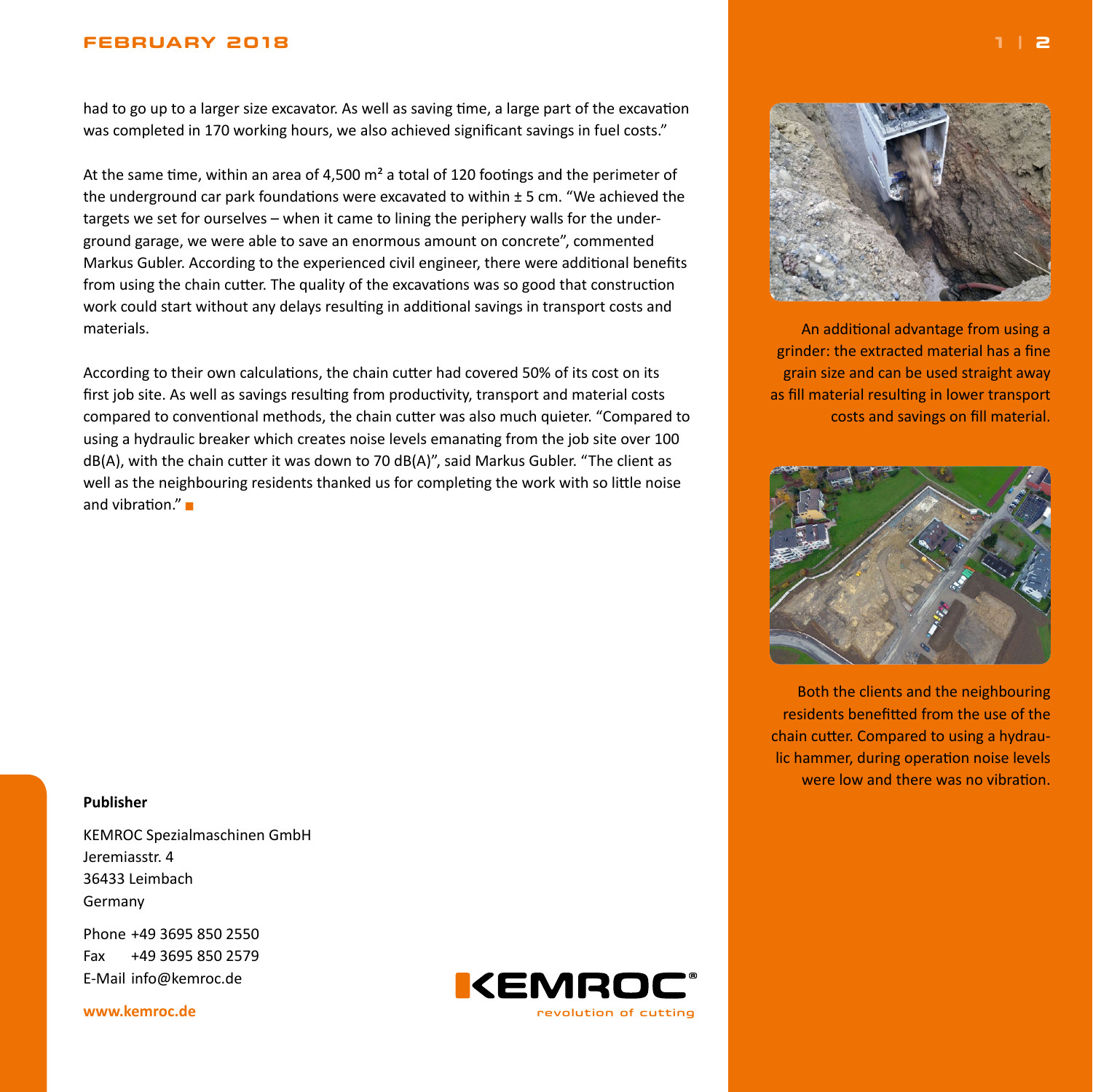had to go up to a larger size excavator. As well as saving time, a large part of the excavation was completed in 170 working hours, we also achieved significant savings in fuel costs."

At the same time, within an area of 4,500 m² a total of 120 footings and the perimeter of the underground car park foundations were excavated to within ± 5 cm. "We achieved the targets we set for ourselves – when it came to lining the periphery walls for the underground garage, we were able to save an enormous amount on concrete", commented Markus Gubler. According to the experienced civil engineer, there were additional benefits from using the chain cutter. The quality of the excavations was so good that construction work could start without any delays resulting in additional savings in transport costs and materials.

According to their own calculations, the chain cutter had covered 50% of its cost on its first job site. As well as savings resulting from productivity, transport and material costs compared to conventional methods, the chain cutter was also much quieter. "Compared to using a hydraulic breaker which creates noise levels emanating from the job site over 100 dB(A), with the chain cutter it was down to 70 dB(A)", said Markus Gubler. "The client as well as the neighbouring residents thanked us for completing the work with so little noise and vibration."

An additional advantage from using a grinder: the extracted material has a fine grain size and can be used straight away as fill material resulting in lower transport costs and savings on fill material.

Both the clients and the neighbouring residents benefitted from the use of the chain cutter. Compared to using a hydraulic hammer, during operation noise levels were low and there was no vibration.

**Publisher**

KEMROC Spezialmaschinen GmbH
Jeremiasstr. 4
36433 Leimbach
Germany

Phone +49 3695 850 2550
Fax +49 3695 850 2579
E-Mail info@kemroc.de

**www.kemroc.de**

KEMROC®
revolution of cutting